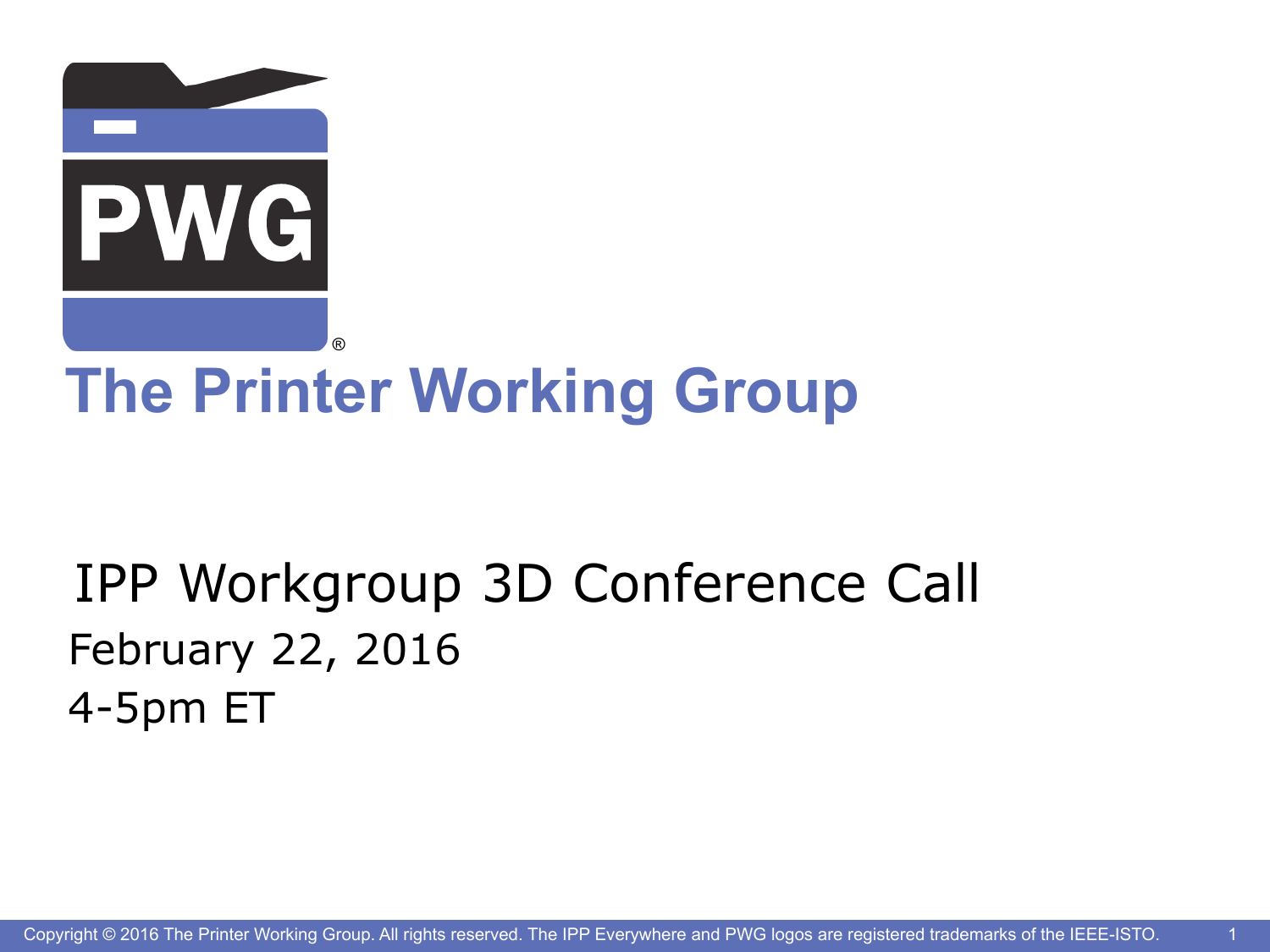# The Printer Working Group

## IPP Workgroup 3D Conference Call

February 22, 2016

4-5pm ET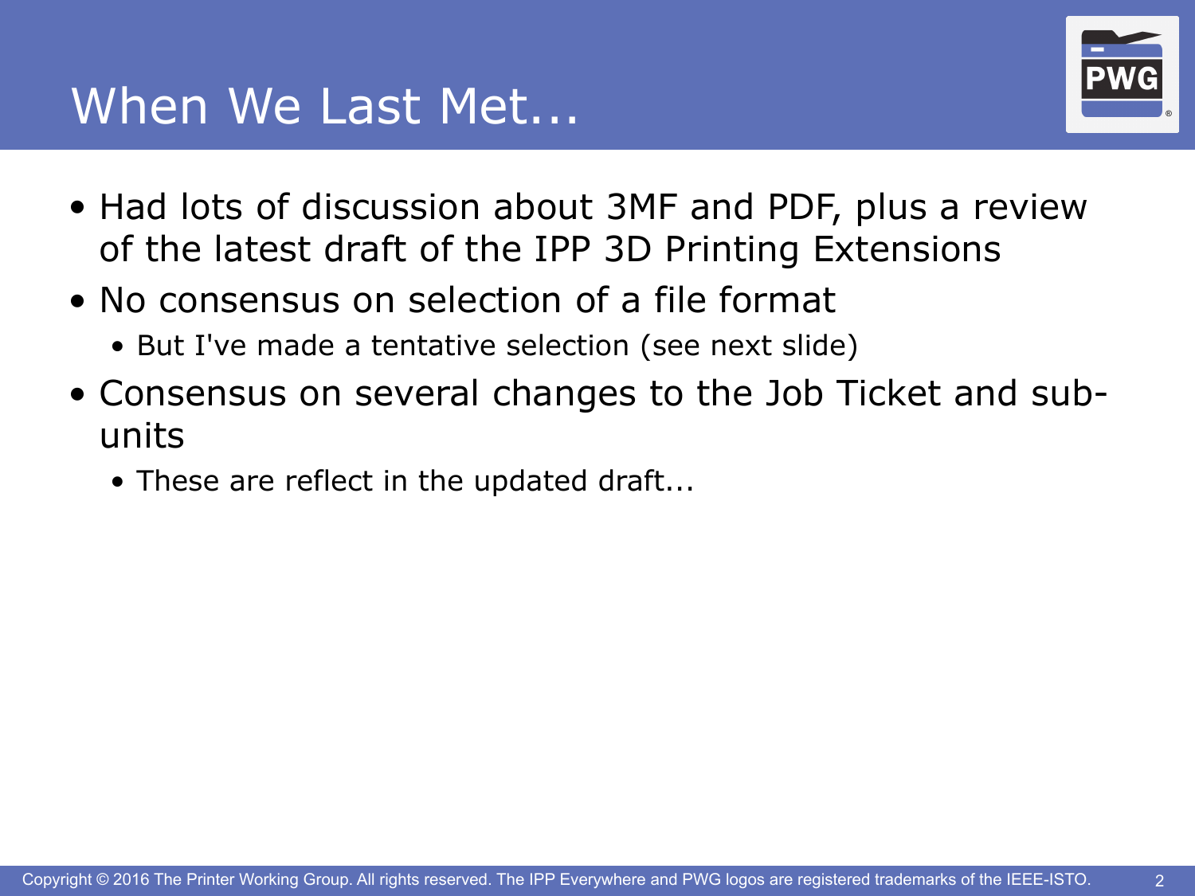# When We Last Met...

- Had lots of discussion about 3MF and PDF, plus a review of the latest draft of the IPP 3D Printing Extensions
- No consensus on selection of a file format
  - But I've made a tentative selection (see next slide)
- Consensus on several changes to the Job Ticket and sub-units
  - These are reflect in the updated draft...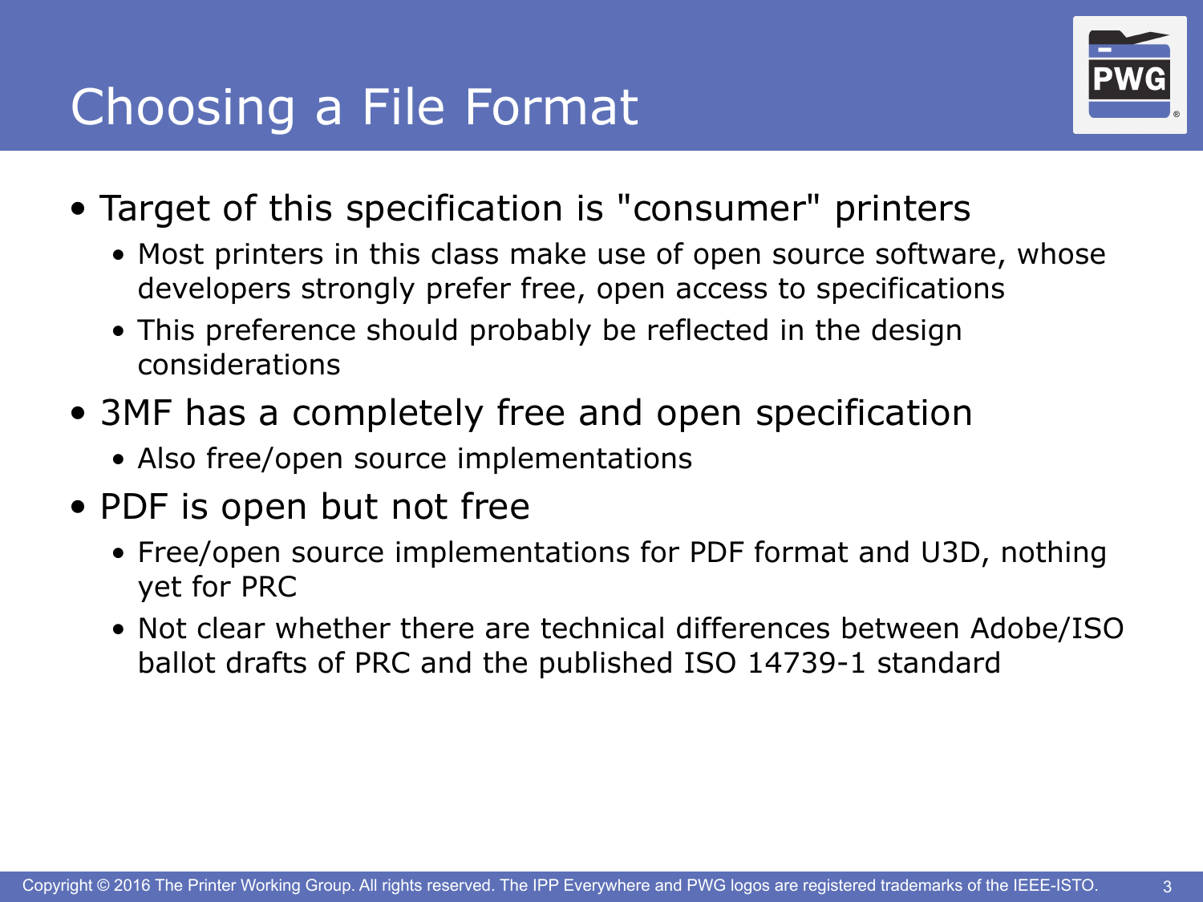# Choosing a File Format

- Target of this specification is "consumer" printers
  - Most printers in this class make use of open source software, whose developers strongly prefer free, open access to specifications
  - This preference should probably be reflected in the design considerations
- 3MF has a completely free and open specification
  - Also free/open source implementations
- PDF is open but not free
  - Free/open source implementations for PDF format and U3D, nothing yet for PRC
  - Not clear whether there are technical differences between Adobe/ISO ballot drafts of PRC and the published ISO 14739-1 standard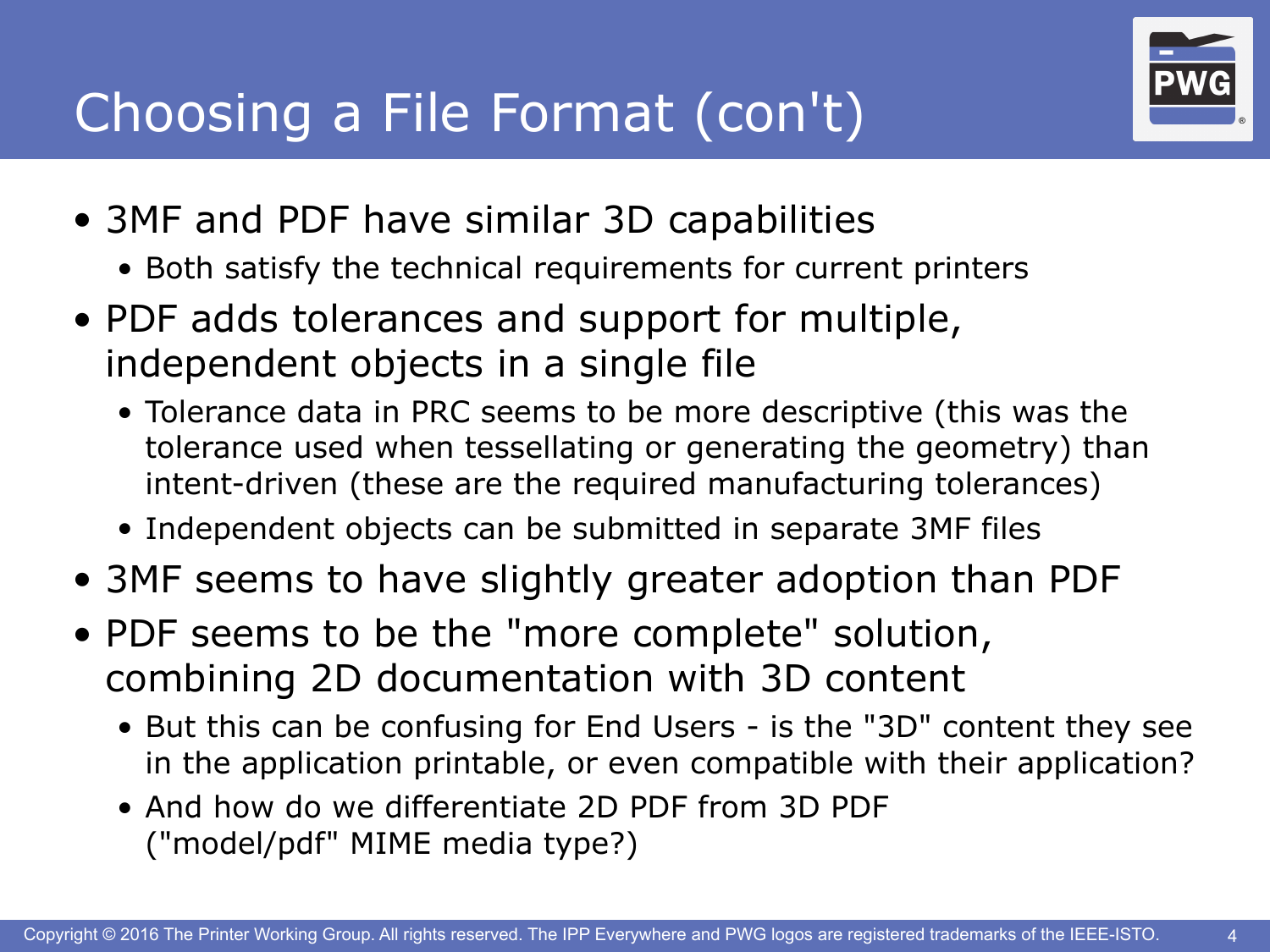# Choosing a File Format (con't)

- 3MF and PDF have similar 3D capabilities
  - Both satisfy the technical requirements for current printers
- PDF adds tolerances and support for multiple, independent objects in a single file
  - Tolerance data in PRC seems to be more descriptive (this was the tolerance used when tessellating or generating the geometry) than intent-driven (these are the required manufacturing tolerances)
  - Independent objects can be submitted in separate 3MF files
- 3MF seems to have slightly greater adoption than PDF
- PDF seems to be the "more complete" solution, combining 2D documentation with 3D content
  - But this can be confusing for End Users - is the "3D" content they see in the application printable, or even compatible with their application?
  - And how do we differentiate 2D PDF from 3D PDF ("model/pdf" MIME media type?)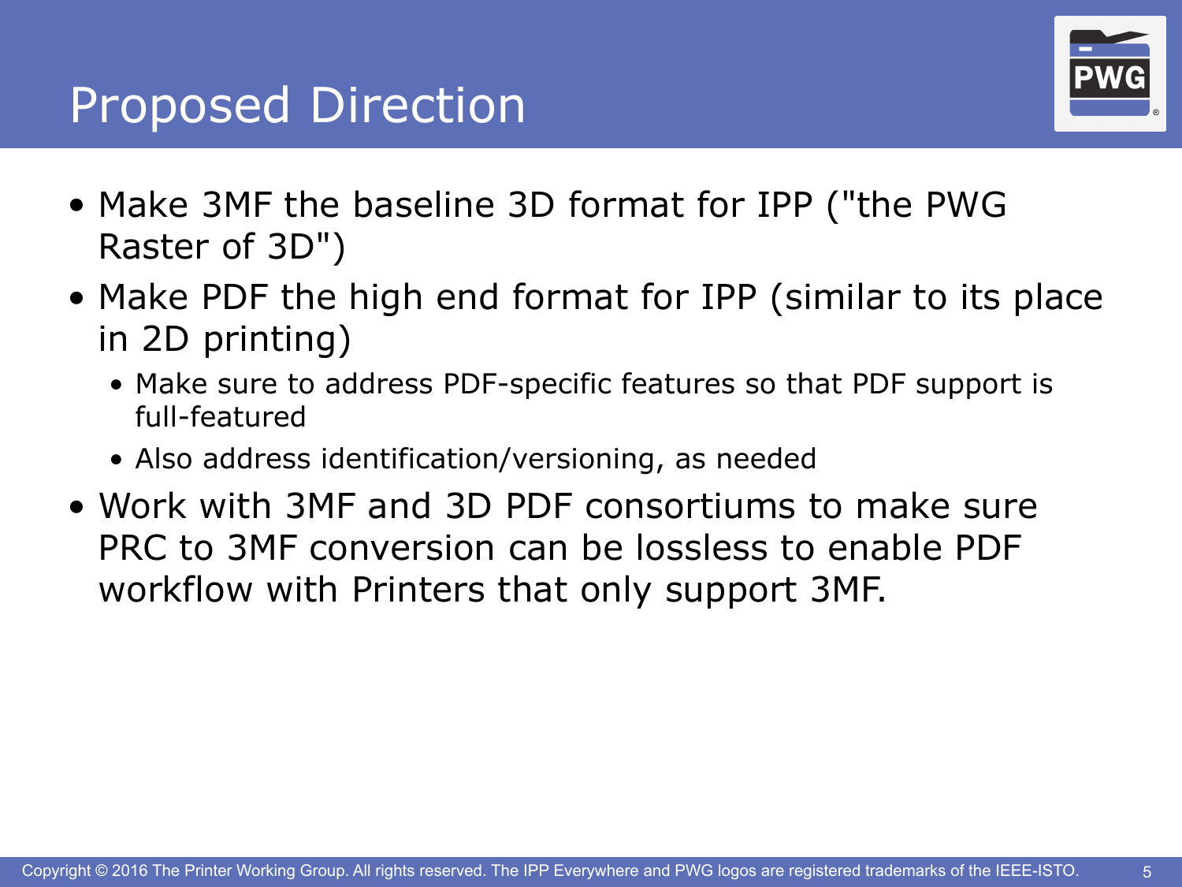# Proposed Direction

- Make 3MF the baseline 3D format for IPP ("the PWG Raster of 3D")
- Make PDF the high end format for IPP (similar to its place in 2D printing)
  - Make sure to address PDF-specific features so that PDF support is full-featured
  - Also address identification/versioning, as needed
- Work with 3MF and 3D PDF consortiums to make sure PRC to 3MF conversion can be lossless to enable PDF workflow with Printers that only support 3MF.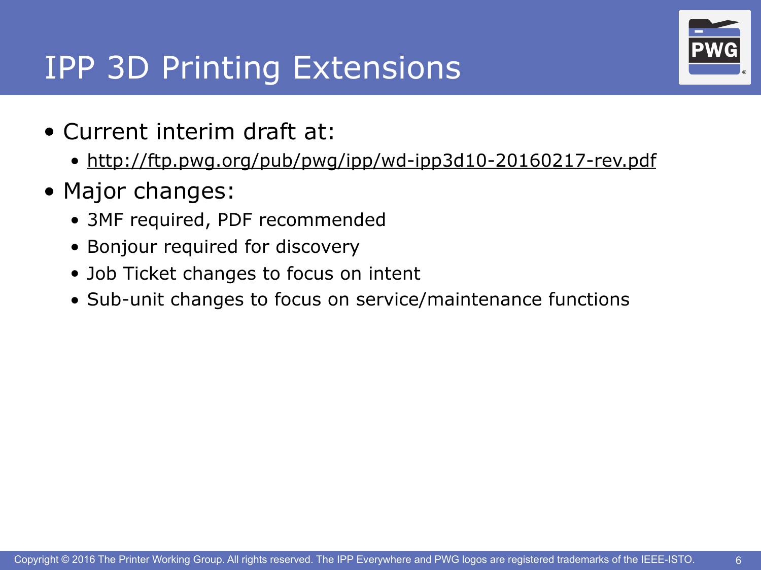# IPP 3D Printing Extensions

- Current interim draft at:
  - http://ftp.pwg.org/pub/pwg/ipp/wd-ipp3d10-20160217-rev.pdf
- Major changes:
  - 3MF required, PDF recommended
  - Bonjour required for discovery
  - Job Ticket changes to focus on intent
  - Sub-unit changes to focus on service/maintenance functions